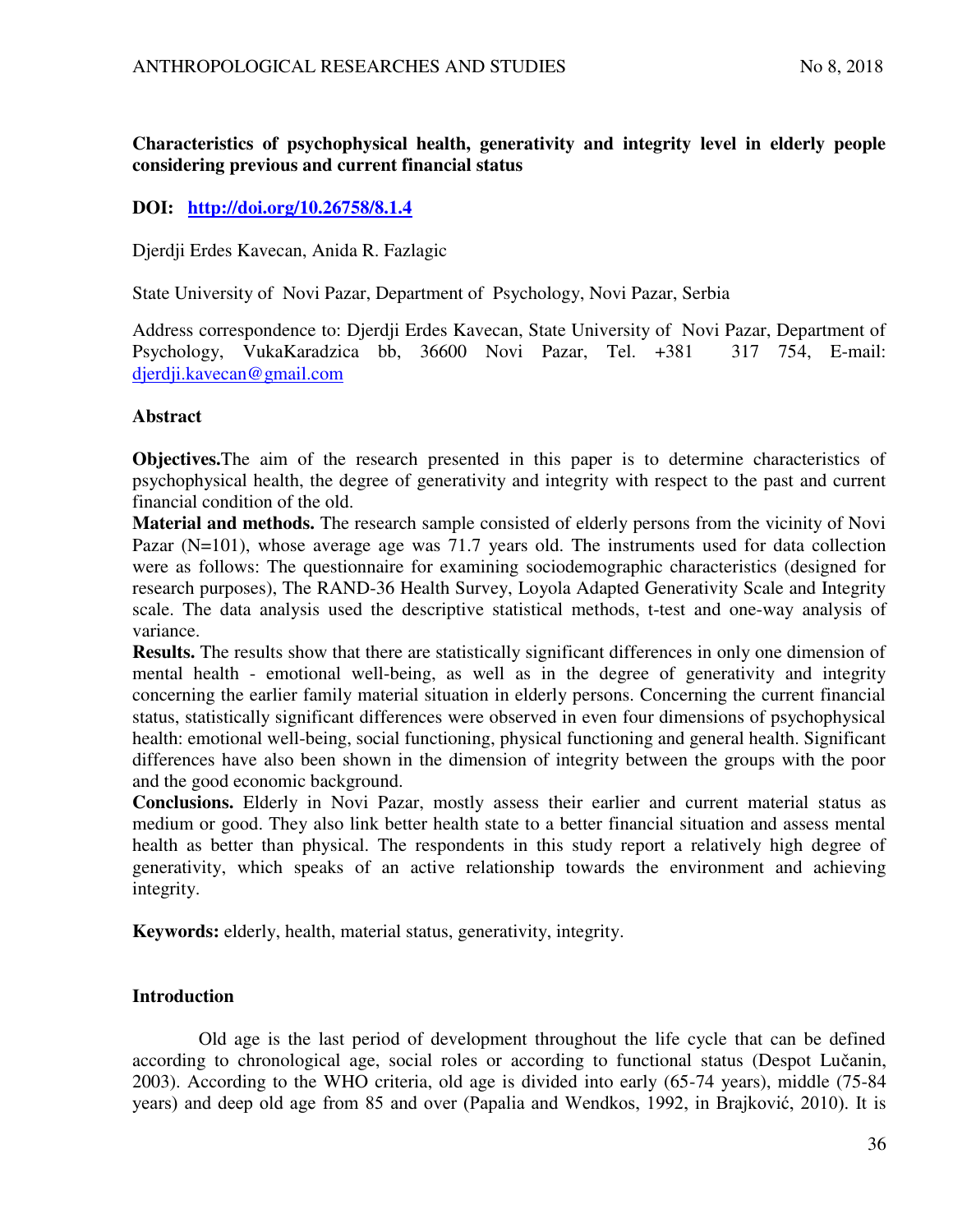**Characteristics of psychophysical health, generativity and integrity level in elderly people considering previous and current financial status**

**DOI: [http://doi.org/10.26758/8.1.4](http://doi.org/10.26758/8.1.4)**

Djerdji Erdes Kavecan, Anida R. Fazlagic

State University of Novi Pazar, Department of Psychology, Novi Pazar, Serbia

Address correspondence to: Djerdji Erdes Kavecan, State University of Novi Pazar, Department of Psychology, VukaKaradzica bb, 36600 Novi Pazar, Tel. +381 317 754, E-mail: [djerdji.kavecan@gmail.com](mailto:djerdji.kavecan@gmail.com)

## Abstract

**Objectives.**The aim of the research presented in this paper is to determine characteristics of psychophysical health, the degree of generativity and integrity with respect to the past and current financial condition of the old.

**Material and methods.** The research sample consisted of elderly persons from the vicinity of Novi Pazar (N=101), whose average age was 71.7 years old. The instruments used for data collection were as follows: The questionnaire for examining sociodemographic characteristics (designed for research purposes), The RAND-36 Health Survey, Loyola Adapted Generativity Scale and Integrity scale. The data analysis used the descriptive statistical methods, t-test and one-way analysis of variance.

**Results.** The results show that there are statistically significant differences in only one dimension of mental health - emotional well-being, as well as in the degree of generativity and integrity concerning the earlier family material situation in elderly persons. Concerning the current financial status, statistically significant differences were observed in even four dimensions of psychophysical health: emotional well-being, social functioning, physical functioning and general health. Significant differences have also been shown in the dimension of integrity between the groups with the poor and the good economic background.

**Conclusions.** Elderly in Novi Pazar, mostly assess their earlier and current material status as medium or good. They also link better health state to a better financial situation and assess mental health as better than physical. The respondents in this study report a relatively high degree of generativity, which speaks of an active relationship towards the environment and achieving integrity.

**Keywords:** elderly, health, material status, generativity, integrity.

## Introduction

Old age is the last period of development throughout the life cycle that can be defined according to chronological age, social roles or according to functional status (Despot Lučanin, 2003). According to the WHO criteria, old age is divided into early (65-74 years), middle (75-84 years) and deep old age from 85 and over (Papalia and Wendkos, 1992, in Brajković, 2010). It is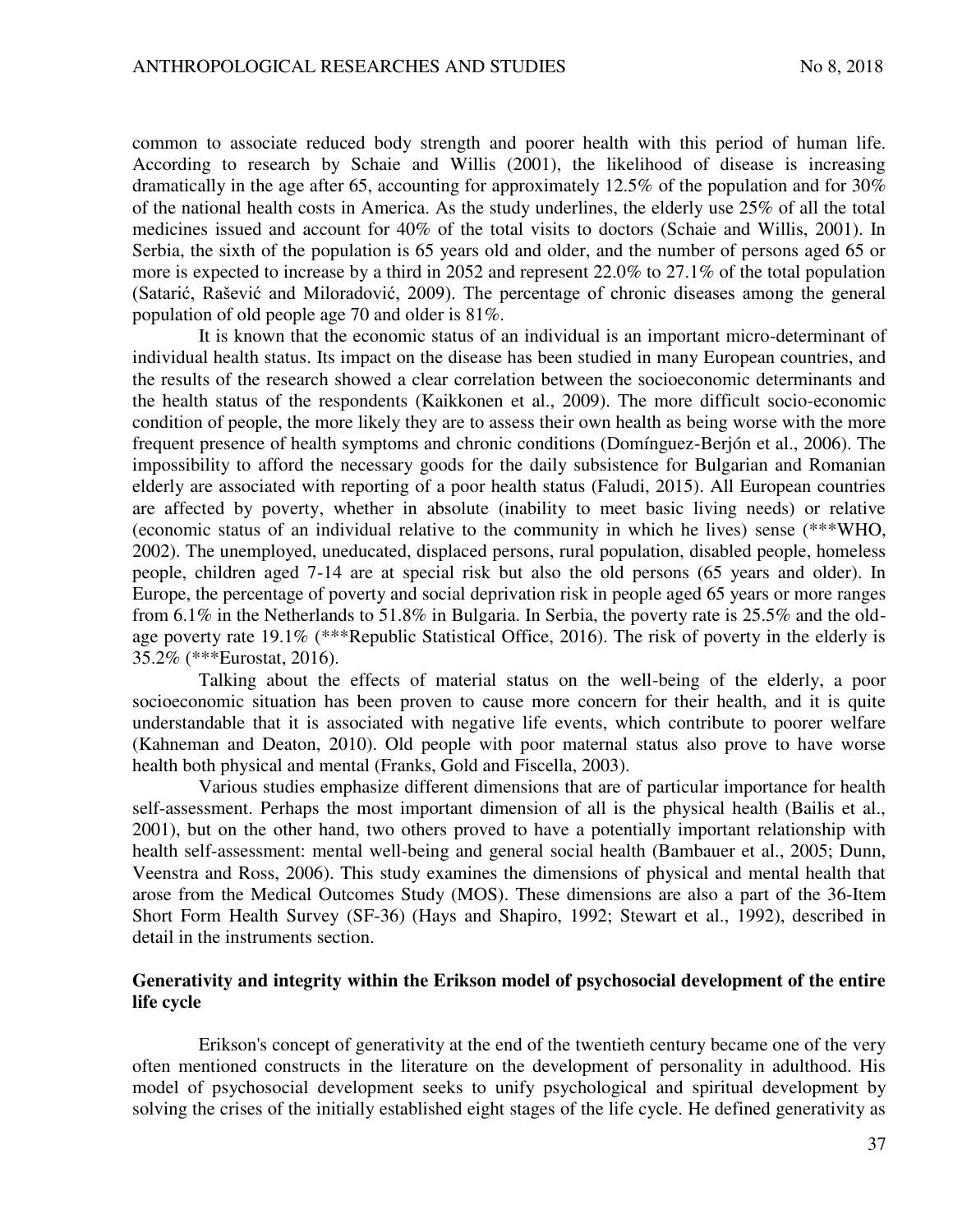common to associate reduced body strength and poorer health with this period of human life. According to research by Schaie and Willis (2001), the likelihood of disease is increasing dramatically in the age after 65, accounting for approximately 12.5% of the population and for 30% of the national health costs in America. As the study underlines, the elderly use 25% of all the total medicines issued and account for 40% of the total visits to doctors (Schaie and Willis, 2001). In Serbia, the sixth of the population is 65 years old and older, and the number of persons aged 65 or more is expected to increase by a third in 2052 and represent 22.0% to 27.1% of the total population (Satarić, Rašević and Miloradović, 2009). The percentage of chronic diseases among the general population of old people age 70 and older is 81%.

It is known that the economic status of an individual is an important micro-determinant of individual health status. Its impact on the disease has been studied in many European countries, and the results of the research showed a clear correlation between the socioeconomic determinants and the health status of the respondents (Kaikkonen et al., 2009). The more difficult socio-economic condition of people, the more likely they are to assess their own health as being worse with the more frequent presence of health symptoms and chronic conditions (Domínguez-Berjón et al., 2006). The impossibility to afford the necessary goods for the daily subsistence for Bulgarian and Romanian elderly are associated with reporting of a poor health status (Faludi, 2015). All European countries are affected by poverty, whether in absolute (inability to meet basic living needs) or relative (economic status of an individual relative to the community in which he lives) sense (***WHO, 2002). The unemployed, uneducated, displaced persons, rural population, disabled people, homeless people, children aged 7-14 are at special risk but also the old persons (65 years and older). In Europe, the percentage of poverty and social deprivation risk in people aged 65 years or more ranges from 6.1% in the Netherlands to 51.8% in Bulgaria. In Serbia, the poverty rate is 25.5% and the old-age poverty rate 19.1% (***Republic Statistical Office, 2016). The risk of poverty in the elderly is 35.2% (***Eurostat, 2016).

Talking about the effects of material status on the well-being of the elderly, a poor socioeconomic situation has been proven to cause more concern for their health, and it is quite understandable that it is associated with negative life events, which contribute to poorer welfare (Kahneman and Deaton, 2010). Old people with poor maternal status also prove to have worse health both physical and mental (Franks, Gold and Fiscella, 2003).

Various studies emphasize different dimensions that are of particular importance for health self-assessment. Perhaps the most important dimension of all is the physical health (Bailis et al., 2001), but on the other hand, two others proved to have a potentially important relationship with health self-assessment: mental well-being and general social health (Bambauer et al., 2005; Dunn, Veenstra and Ross, 2006). This study examines the dimensions of physical and mental health that arose from the Medical Outcomes Study (MOS). These dimensions are also a part of the 36-Item Short Form Health Survey (SF-36) (Hays and Shapiro, 1992; Stewart et al., 1992), described in detail in the instruments section.

## Generativity and integrity within the Erikson model of psychosocial development of the entire life cycle

Erikson's concept of generativity at the end of the twentieth century became one of the very often mentioned constructs in the literature on the development of personality in adulthood. His model of psychosocial development seeks to unify psychological and spiritual development by solving the crises of the initially established eight stages of the life cycle. He defined generativity as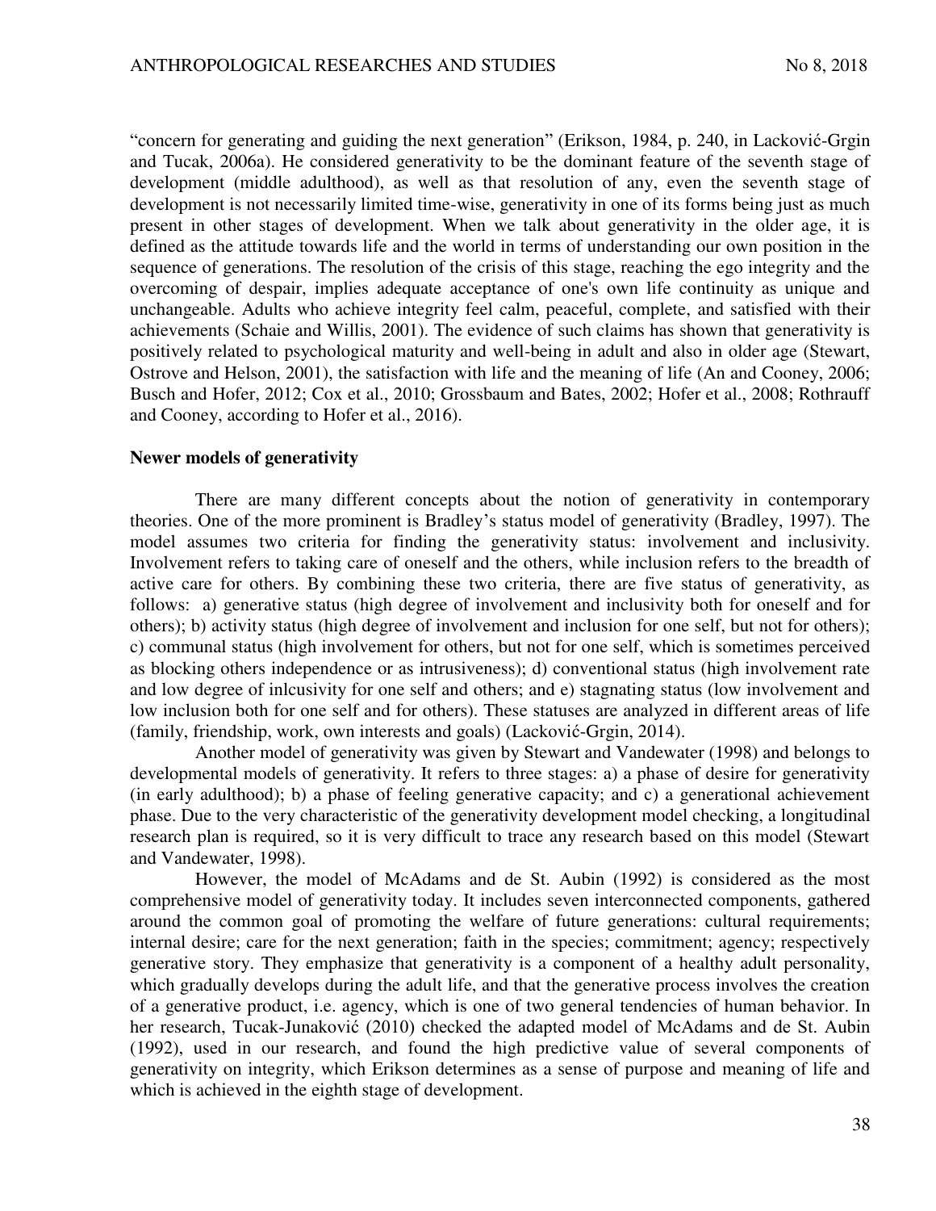"concern for generating and guiding the next generation" (Erikson, 1984, p. 240, in Lacković-Grgin and Tucak, 2006a). He considered generativity to be the dominant feature of the seventh stage of development (middle adulthood), as well as that resolution of any, even the seventh stage of development is not necessarily limited time-wise, generativity in one of its forms being just as much present in other stages of development. When we talk about generativity in the older age, it is defined as the attitude towards life and the world in terms of understanding our own position in the sequence of generations. The resolution of the crisis of this stage, reaching the ego integrity and the overcoming of despair, implies adequate acceptance of one's own life continuity as unique and unchangeable. Adults who achieve integrity feel calm, peaceful, complete, and satisfied with their achievements (Schaie and Willis, 2001). The evidence of such claims has shown that generativity is positively related to psychological maturity and well-being in adult and also in older age (Stewart, Ostrove and Helson, 2001), the satisfaction with life and the meaning of life (An and Cooney, 2006; Busch and Hofer, 2012; Cox et al., 2010; Grossbaum and Bates, 2002; Hofer et al., 2008; Rothrauff and Cooney, according to Hofer et al., 2016).

**Newer models of generativity**

There are many different concepts about the notion of generativity in contemporary theories. One of the more prominent is Bradley's status model of generativity (Bradley, 1997). The model assumes two criteria for finding the generativity status: involvement and inclusivity. Involvement refers to taking care of oneself and the others, while inclusion refers to the breadth of active care for others. By combining these two criteria, there are five status of generativity, as follows: a) generative status (high degree of involvement and inclusivity both for oneself and for others); b) activity status (high degree of involvement and inclusion for one self, but not for others); c) communal status (high involvement for others, but not for one self, which is sometimes perceived as blocking others independence or as intrusiveness); d) conventional status (high involvement rate and low degree of inlcusivity for one self and others; and e) stagnating status (low involvement and low inclusion both for one self and for others). These statuses are analyzed in different areas of life (family, friendship, work, own interests and goals) (Lacković-Grgin, 2014).

Another model of generativity was given by Stewart and Vandewater (1998) and belongs to developmental models of generativity. It refers to three stages: a) a phase of desire for generativity (in early adulthood); b) a phase of feeling generative capacity; and c) a generational achievement phase. Due to the very characteristic of the generativity development model checking, a longitudinal research plan is required, so it is very difficult to trace any research based on this model (Stewart and Vandewater, 1998).

However, the model of McAdams and de St. Aubin (1992) is considered as the most comprehensive model of generativity today. It includes seven interconnected components, gathered around the common goal of promoting the welfare of future generations: cultural requirements; internal desire; care for the next generation; faith in the species; commitment; agency; respectively generative story. They emphasize that generativity is a component of a healthy adult personality, which gradually develops during the adult life, and that the generative process involves the creation of a generative product, i.e. agency, which is one of two general tendencies of human behavior. In her research, Tucak-Junaković (2010) checked the adapted model of McAdams and de St. Aubin (1992), used in our research, and found the high predictive value of several components of generativity on integrity, which Erikson determines as a sense of purpose and meaning of life and which is achieved in the eighth stage of development.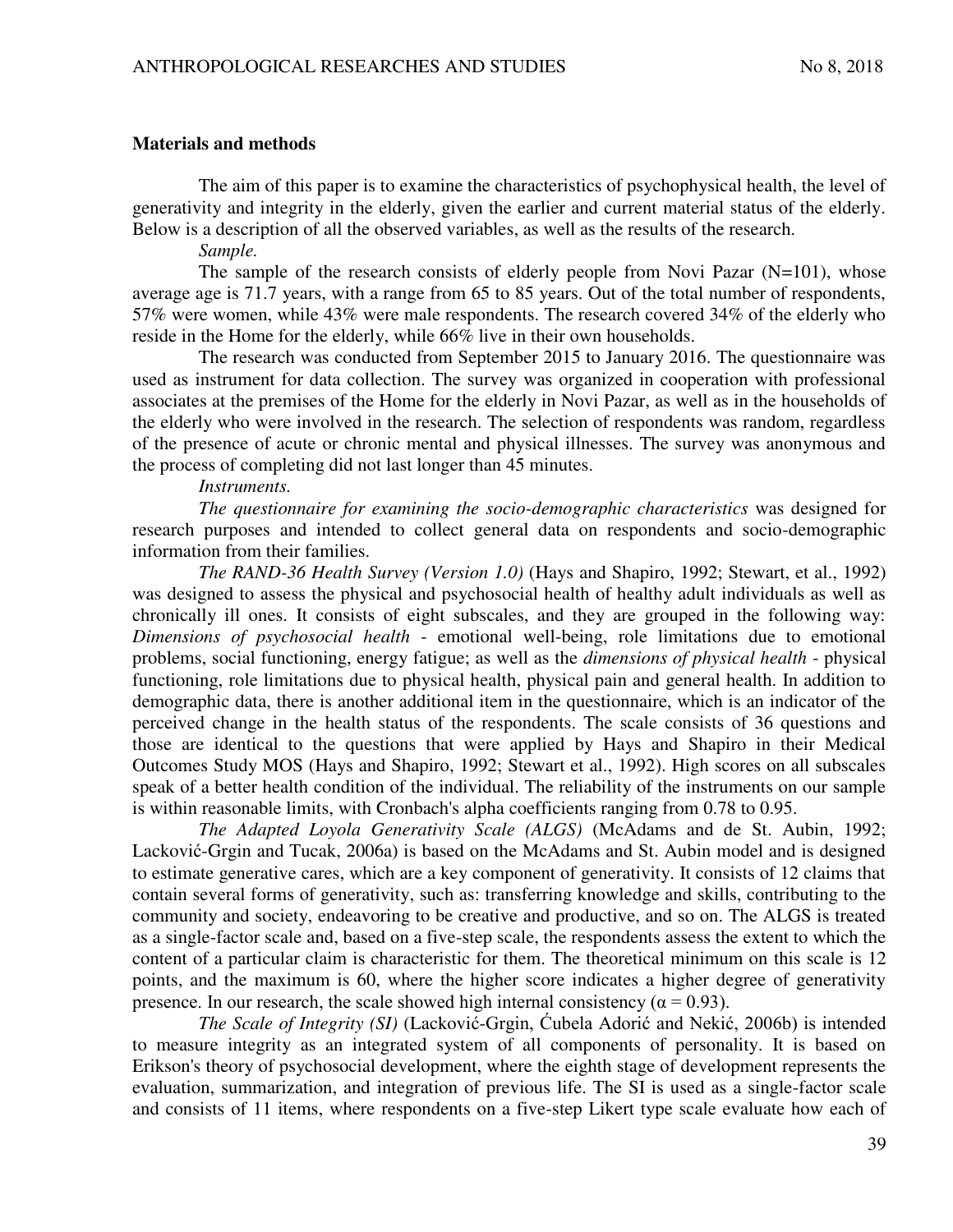## Materials and methods

The aim of this paper is to examine the characteristics of psychophysical health, the level of generativity and integrity in the elderly, given the earlier and current material status of the elderly. Below is a description of all the observed variables, as well as the results of the research.

*Sample.*

The sample of the research consists of elderly people from Novi Pazar (N=101), whose average age is 71.7 years, with a range from 65 to 85 years. Out of the total number of respondents, 57% were women, while 43% were male respondents. The research covered 34% of the elderly who reside in the Home for the elderly, while 66% live in their own households.

The research was conducted from September 2015 to January 2016. The questionnaire was used as instrument for data collection. The survey was organized in cooperation with professional associates at the premises of the Home for the elderly in Novi Pazar, as well as in the households of the elderly who were involved in the research. The selection of respondents was random, regardless of the presence of acute or chronic mental and physical illnesses. The survey was anonymous and the process of completing did not last longer than 45 minutes.

*Instruments.*

*The questionnaire for examining the socio-demographic characteristics* was designed for research purposes and intended to collect general data on respondents and socio-demographic information from their families.

*The RAND-36 Health Survey (Version 1.0)* (Hays and Shapiro, 1992; Stewart, et al., 1992) was designed to assess the physical and psychosocial health of healthy adult individuals as well as chronically ill ones. It consists of eight subscales, and they are grouped in the following way: *Dimensions of psychosocial health* - emotional well-being, role limitations due to emotional problems, social functioning, energy fatigue; as well as the *dimensions of physical health* - physical functioning, role limitations due to physical health, physical pain and general health. In addition to demographic data, there is another additional item in the questionnaire, which is an indicator of the perceived change in the health status of the respondents. The scale consists of 36 questions and those are identical to the questions that were applied by Hays and Shapiro in their Medical Outcomes Study MOS (Hays and Shapiro, 1992; Stewart et al., 1992). High scores on all subscales speak of a better health condition of the individual. The reliability of the instruments on our sample is within reasonable limits, with Cronbach's alpha coefficients ranging from 0.78 to 0.95.

*The Adapted Loyola Generativity Scale (ALGS)* (McAdams and de St. Aubin, 1992; Lacković-Grgin and Tucak, 2006a) is based on the McAdams and St. Aubin model and is designed to estimate generative cares, which are a key component of generativity. It consists of 12 claims that contain several forms of generativity, such as: transferring knowledge and skills, contributing to the community and society, endeavoring to be creative and productive, and so on. The ALGS is treated as a single-factor scale and, based on a five-step scale, the respondents assess the extent to which the content of a particular claim is characteristic for them. The theoretical minimum on this scale is 12 points, and the maximum is 60, where the higher score indicates a higher degree of generativity presence. In our research, the scale showed high internal consistency ($\alpha = 0.93$).

*The Scale of Integrity (SI)* (Lacković-Grgin, Ćubela Adorić and Nekić, 2006b) is intended to measure integrity as an integrated system of all components of personality. It is based on Erikson's theory of psychosocial development, where the eighth stage of development represents the evaluation, summarization, and integration of previous life. The SI is used as a single-factor scale and consists of 11 items, where respondents on a five-step Likert type scale evaluate how each of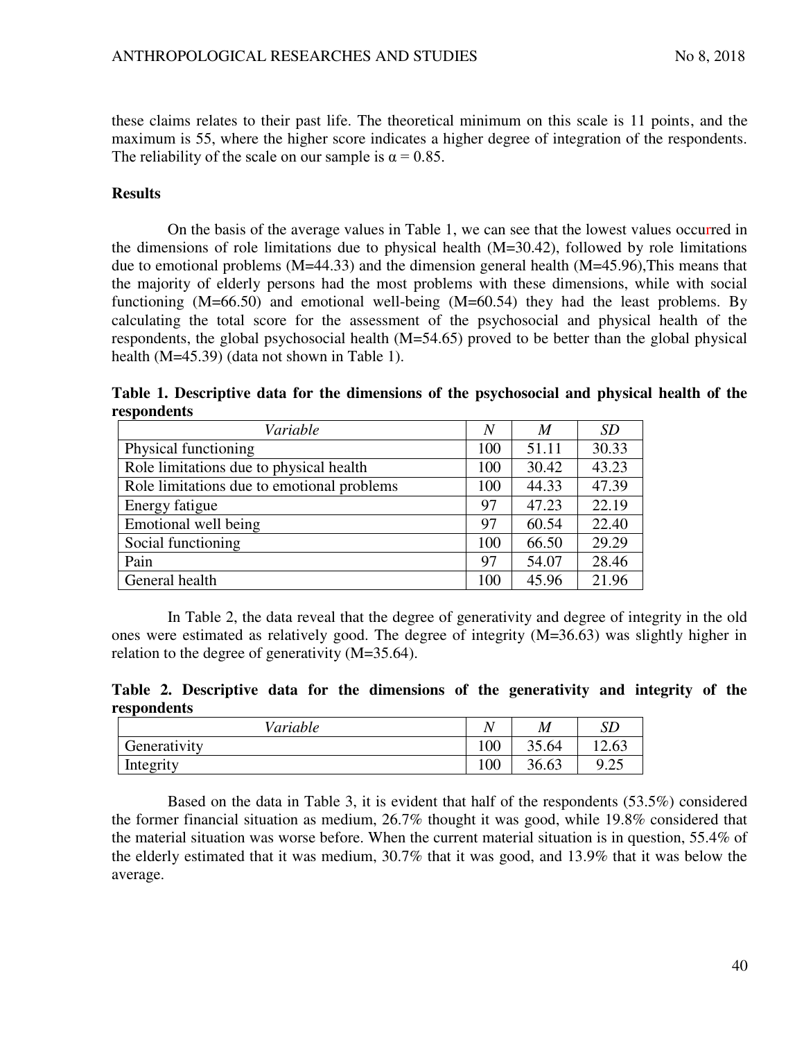these claims relates to their past life. The theoretical minimum on this scale is 11 points, and the maximum is 55, where the higher score indicates a higher degree of integration of the respondents. The reliability of the scale on our sample is α = 0.85.

**Results**

On the basis of the average values in Table 1, we can see that the lowest values occurred in the dimensions of role limitations due to physical health (M=30.42), followed by role limitations due to emotional problems (M=44.33) and the dimension general health (M=45.96),This means that the majority of elderly persons had the most problems with these dimensions, while with social functioning (M=66.50) and emotional well-being (M=60.54) they had the least problems. By calculating the total score for the assessment of the psychosocial and physical health of the respondents, the global psychosocial health (M=54.65) proved to be better than the global physical health (M=45.39) (data not shown in Table 1).

**Table 1. Descriptive data for the dimensions of the psychosocial and physical health of the respondents**

| *Variable* | *N* | *M* | *SD* |
|---|---|---|---|
| Physical functioning | 100 | 51.11 | 30.33 |
| Role limitations due to physical health | 100 | 30.42 | 43.23 |
| Role limitations due to emotional problems | 100 | 44.33 | 47.39 |
| Energy fatigue | 97 | 47.23 | 22.19 |
| Emotional well being | 97 | 60.54 | 22.40 |
| Social functioning | 100 | 66.50 | 29.29 |
| Pain | 97 | 54.07 | 28.46 |
| General health | 100 | 45.96 | 21.96 |

In Table 2, the data reveal that the degree of generativity and degree of integrity in the old ones were estimated as relatively good. The degree of integrity (M=36.63) was slightly higher in relation to the degree of generativity (M=35.64).

**Table 2. Descriptive data for the dimensions of the generativity and integrity of the respondents**

| *Variable* | *N* | *M* | *SD* |
|---|---|---|---|
| Generativity | 100 | 35.64 | 12.63 |
| Integrity | 100 | 36.63 | 9.25 |

Based on the data in Table 3, it is evident that half of the respondents (53.5%) considered the former financial situation as medium, 26.7% thought it was good, while 19.8% considered that the material situation was worse before. When the current material situation is in question, 55.4% of the elderly estimated that it was medium, 30.7% that it was good, and 13.9% that it was below the average.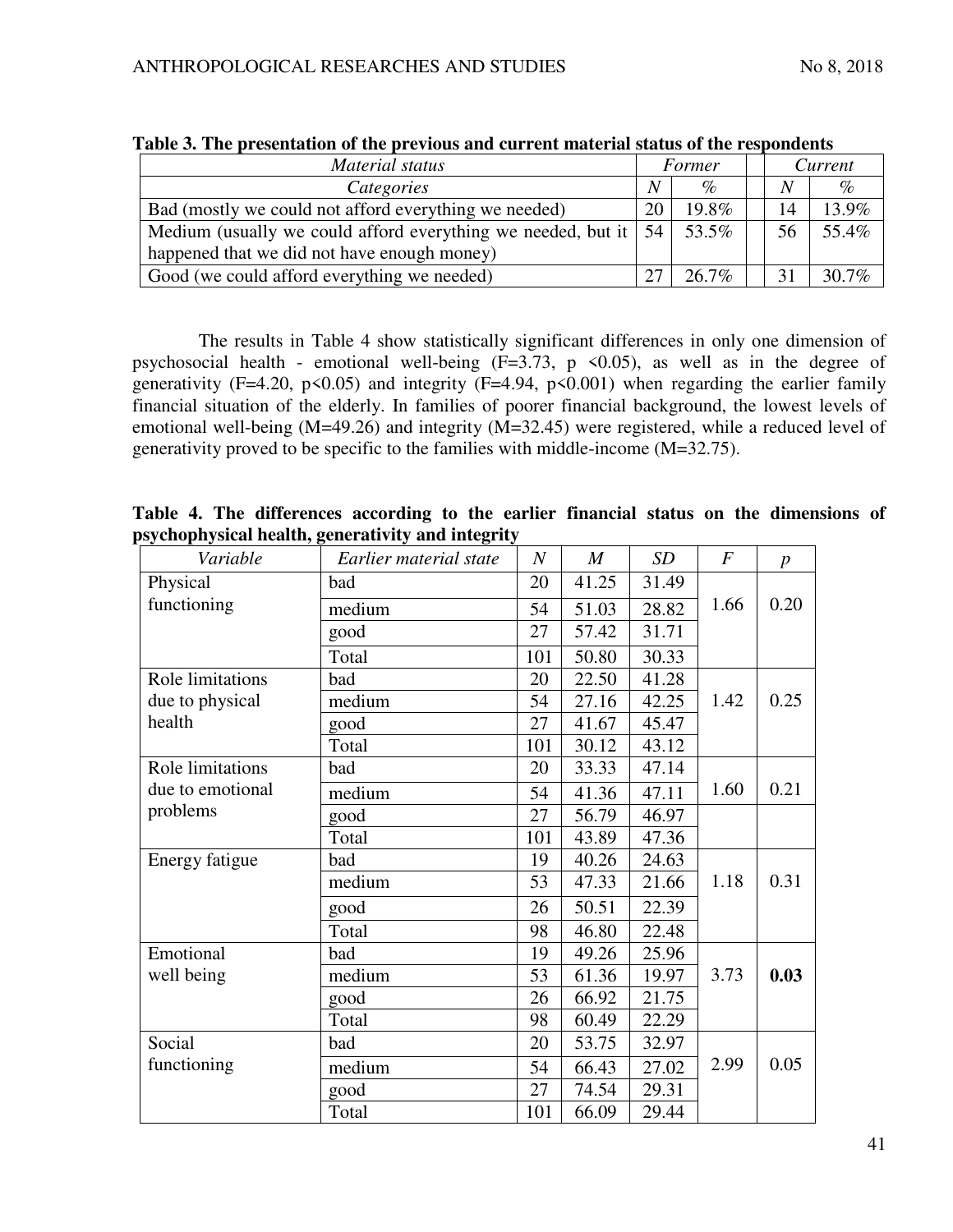**Table 3. The presentation of the previous and current material status of the respondents**

| *Material status* | *Former* | | *Current* | |
|---|---|---|---|---|
| *Categories* | *N* | *%* | *N* | *%* |
| Bad (mostly we could not afford everything we needed) | 20 | 19.8% | 14 | 13.9% |
| Medium (usually we could afford everything we needed, but it happened that we did not have enough money) | 54 | 53.5% | 56 | 55.4% |
| Good (we could afford everything we needed) | 27 | 26.7% | 31 | 30.7% |

The results in Table 4 show statistically significant differences in only one dimension of psychosocial health - emotional well-being ($F=3.73$, $p<0.05$), as well as in the degree of generativity ($F=4.20$, $p<0.05$) and integrity ($F=4.94$, $p<0.001$) when regarding the earlier family financial situation of the elderly. In families of poorer financial background, the lowest levels of emotional well-being ($M=49.26$) and integrity ($M=32.45$) were registered, while a reduced level of generativity proved to be specific to the families with middle-income ($M=32.75$).

**Table 4. The differences according to the earlier financial status on the dimensions of psychophysical health, generativity and integrity**

| *Variable* | *Earlier material state* | *N* | *M* | *SD* | *F* | *p* |
|---|---|---|---|---|---|---|
| Physical functioning | bad | 20 | 41.25 | 31.49 | 1.66 | 0.20 |
| | medium | 54 | 51.03 | 28.82 | | |
| | good | 27 | 57.42 | 31.71 | | |
| | Total | 101 | 50.80 | 30.33 | | |
| Role limitations due to physical health | bad | 20 | 22.50 | 41.28 | 1.42 | 0.25 |
| | medium | 54 | 27.16 | 42.25 | | |
| | good | 27 | 41.67 | 45.47 | | |
| | Total | 101 | 30.12 | 43.12 | | |
| Role limitations due to emotional problems | bad | 20 | 33.33 | 47.14 | 1.60 | 0.21 |
| | medium | 54 | 41.36 | 47.11 | | |
| | good | 27 | 56.79 | 46.97 | | |
| | Total | 101 | 43.89 | 47.36 | | |
| Energy fatigue | bad | 19 | 40.26 | 24.63 | 1.18 | 0.31 |
| | medium | 53 | 47.33 | 21.66 | | |
| | good | 26 | 50.51 | 22.39 | | |
| | Total | 98 | 46.80 | 22.48 | | |
| Emotional well being | bad | 19 | 49.26 | 25.96 | 3.73 | **0.03** |
| | medium | 53 | 61.36 | 19.97 | | |
| | good | 26 | 66.92 | 21.75 | | |
| | Total | 98 | 60.49 | 22.29 | | |
| Social functioning | bad | 20 | 53.75 | 32.97 | 2.99 | 0.05 |
| | medium | 54 | 66.43 | 27.02 | | |
| | good | 27 | 74.54 | 29.31 | | |
| | Total | 101 | 66.09 | 29.44 | | |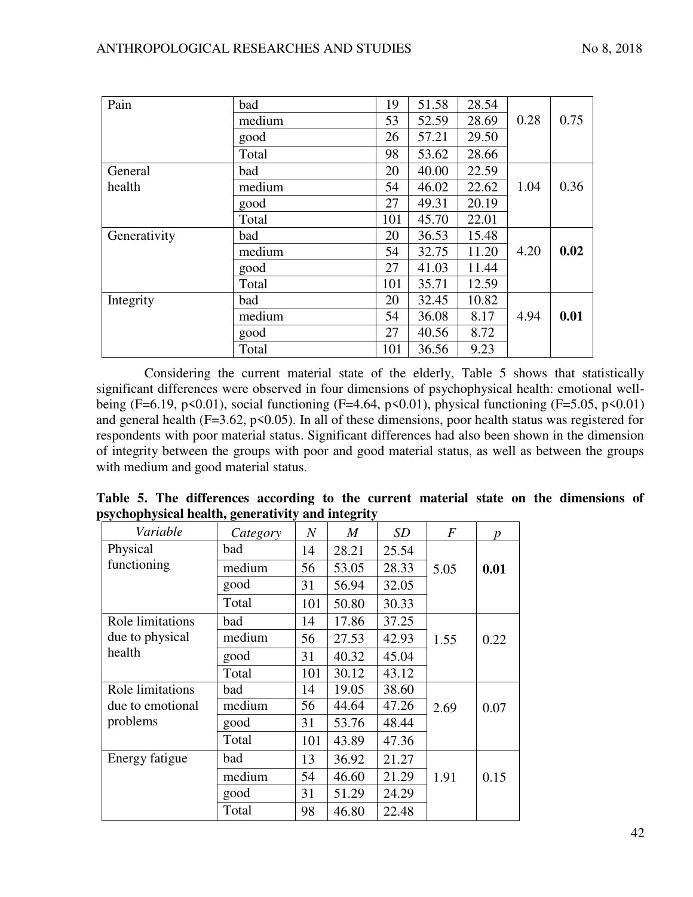| Pain | bad | 19 | 51.58 | 28.54 | 0.28 | 0.75 |
|---|---|---|---|---|---|---|
| | medium | 53 | 52.59 | 28.69 | | |
| | good | 26 | 57.21 | 29.50 | | |
| | Total | 98 | 53.62 | 28.66 | | |
| General health | bad | 20 | 40.00 | 22.59 | 1.04 | 0.36 |
| | medium | 54 | 46.02 | 22.62 | | |
| | good | 27 | 49.31 | 20.19 | | |
| | Total | 101 | 45.70 | 22.01 | | |
| Generativity | bad | 20 | 36.53 | 15.48 | 4.20 | **0.02** |
| | medium | 54 | 32.75 | 11.20 | | |
| | good | 27 | 41.03 | 11.44 | | |
| | Total | 101 | 35.71 | 12.59 | | |
| Integrity | bad | 20 | 32.45 | 10.82 | 4.94 | **0.01** |
| | medium | 54 | 36.08 | 8.17 | | |
| | good | 27 | 40.56 | 8.72 | | |
| | Total | 101 | 36.56 | 9.23 | | |

Considering the current material state of the elderly, Table 5 shows that statistically significant differences were observed in four dimensions of psychophysical health: emotional well-being ($F=6.19$, $p<0.01$), social functioning ($F=4.64$, $p<0.01$), physical functioning ($F=5.05$, $p<0.01$) and general health ($F=3.62$, $p<0.05$). In all of these dimensions, poor health status was registered for respondents with poor material status. Significant differences had also been shown in the dimension of integrity between the groups with poor and good material status, as well as between the groups with medium and good material status.

**Table 5. The differences according to the current material state on the dimensions of psychophysical health, generativity and integrity**

| *Variable* | *Category* | *N* | *M* | *SD* | *F* | *p* |
|---|---|---|---|---|---|---|
| Physical functioning | bad | 14 | 28.21 | 25.54 | 5.05 | **0.01** |
| | medium | 56 | 53.05 | 28.33 | | |
| | good | 31 | 56.94 | 32.05 | | |
| | Total | 101 | 50.80 | 30.33 | | |
| Role limitations due to physical health | bad | 14 | 17.86 | 37.25 | 1.55 | 0.22 |
| | medium | 56 | 27.53 | 42.93 | | |
| | good | 31 | 40.32 | 45.04 | | |
| | Total | 101 | 30.12 | 43.12 | | |
| Role limitations due to emotional problems | bad | 14 | 19.05 | 38.60 | 2.69 | 0.07 |
| | medium | 56 | 44.64 | 47.26 | | |
| | good | 31 | 53.76 | 48.44 | | |
| | Total | 101 | 43.89 | 47.36 | | |
| Energy fatigue | bad | 13 | 36.92 | 21.27 | 1.91 | 0.15 |
| | medium | 54 | 46.60 | 21.29 | | |
| | good | 31 | 51.29 | 24.29 | | |
| | Total | 98 | 46.80 | 22.48 | | |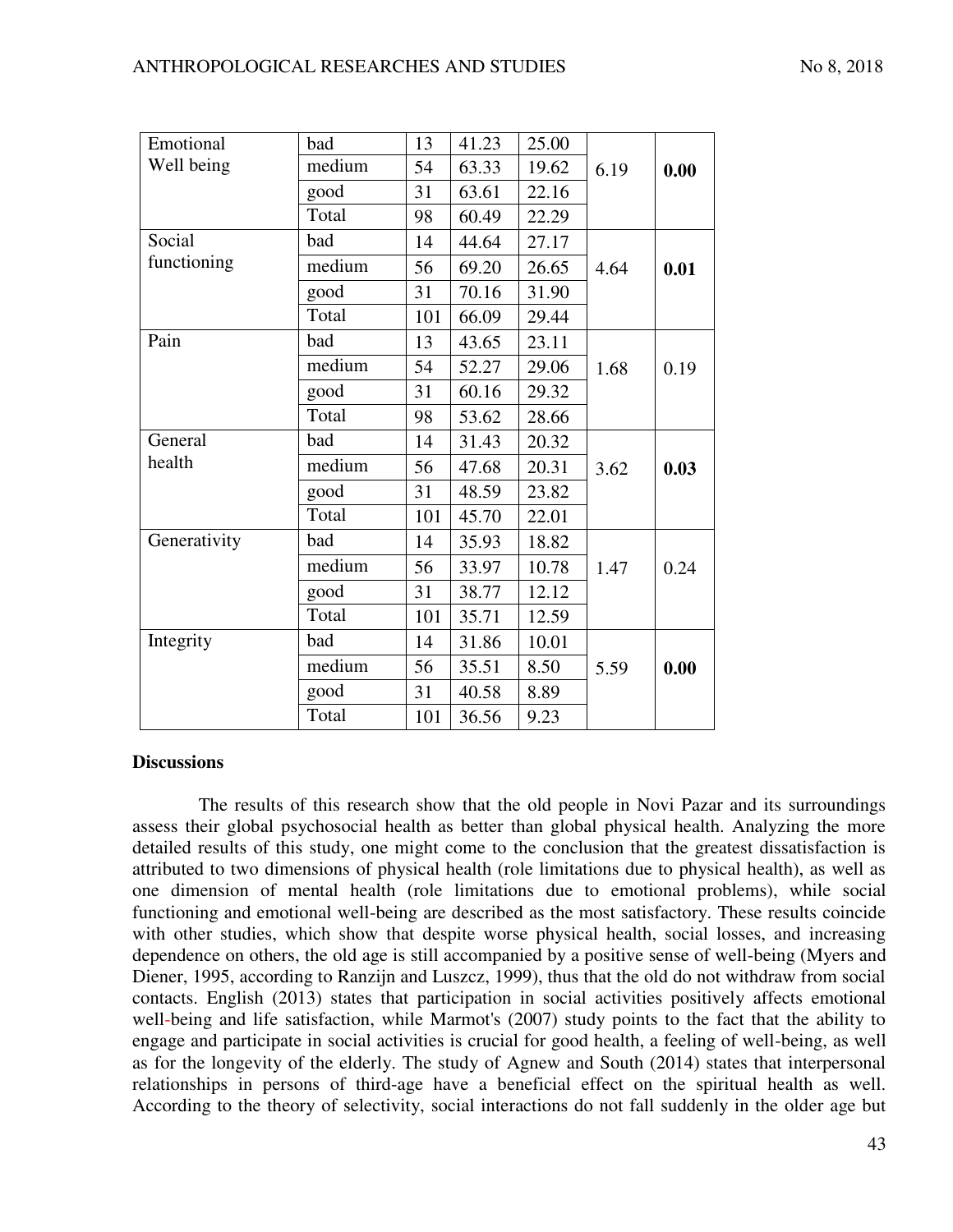| | | | | | | |
|---|---|---|---|---|---|---|
| Emotional Well being | bad | 13 | 41.23 | 25.00 | 6.19 | **0.00** |
| | medium | 54 | 63.33 | 19.62 | | |
| | good | 31 | 63.61 | 22.16 | | |
| | Total | 98 | 60.49 | 22.29 | | |
| Social functioning | bad | 14 | 44.64 | 27.17 | 4.64 | **0.01** |
| | medium | 56 | 69.20 | 26.65 | | |
| | good | 31 | 70.16 | 31.90 | | |
| | Total | 101 | 66.09 | 29.44 | | |
| Pain | bad | 13 | 43.65 | 23.11 | 1.68 | 0.19 |
| | medium | 54 | 52.27 | 29.06 | | |
| | good | 31 | 60.16 | 29.32 | | |
| | Total | 98 | 53.62 | 28.66 | | |
| General health | bad | 14 | 31.43 | 20.32 | 3.62 | **0.03** |
| | medium | 56 | 47.68 | 20.31 | | |
| | good | 31 | 48.59 | 23.82 | | |
| | Total | 101 | 45.70 | 22.01 | | |
| Generativity | bad | 14 | 35.93 | 18.82 | 1.47 | 0.24 |
| | medium | 56 | 33.97 | 10.78 | | |
| | good | 31 | 38.77 | 12.12 | | |
| | Total | 101 | 35.71 | 12.59 | | |
| Integrity | bad | 14 | 31.86 | 10.01 | 5.59 | **0.00** |
| | medium | 56 | 35.51 | 8.50 | | |
| | good | 31 | 40.58 | 8.89 | | |
| | Total | 101 | 36.56 | 9.23 | | |

**Discussions**

The results of this research show that the old people in Novi Pazar and its surroundings assess their global psychosocial health as better than global physical health. Analyzing the more detailed results of this study, one might come to the conclusion that the greatest dissatisfaction is attributed to two dimensions of physical health (role limitations due to physical health), as well as one dimension of mental health (role limitations due to emotional problems), while social functioning and emotional well-being are described as the most satisfactory. These results coincide with other studies, which show that despite worse physical health, social losses, and increasing dependence on others, the old age is still accompanied by a positive sense of well-being (Myers and Diener, 1995, according to Ranzijn and Luszcz, 1999), thus that the old do not withdraw from social contacts. English (2013) states that participation in social activities positively affects emotional well-being and life satisfaction, while Marmot's (2007) study points to the fact that the ability to engage and participate in social activities is crucial for good health, a feeling of well-being, as well as for the longevity of the elderly. The study of Agnew and South (2014) states that interpersonal relationships in persons of third-age have a beneficial effect on the spiritual health as well. According to the theory of selectivity, social interactions do not fall suddenly in the older age but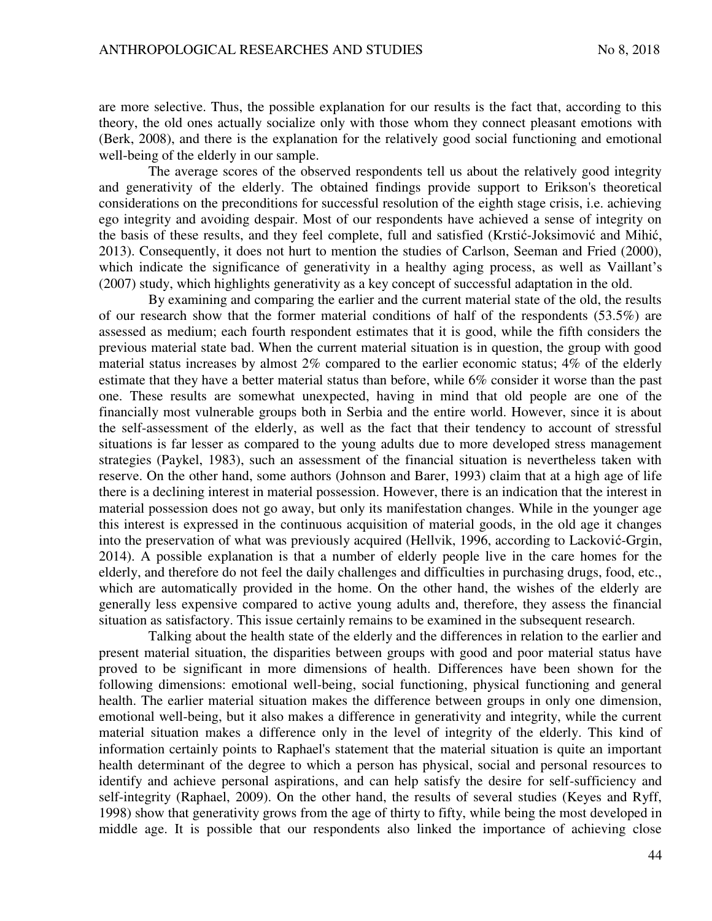are more selective. Thus, the possible explanation for our results is the fact that, according to this theory, the old ones actually socialize only with those whom they connect pleasant emotions with (Berk, 2008), and there is the explanation for the relatively good social functioning and emotional well-being of the elderly in our sample.

The average scores of the observed respondents tell us about the relatively good integrity and generativity of the elderly. The obtained findings provide support to Erikson's theoretical considerations on the preconditions for successful resolution of the eighth stage crisis, i.e. achieving ego integrity and avoiding despair. Most of our respondents have achieved a sense of integrity on the basis of these results, and they feel complete, full and satisfied (Krstić-Joksimović and Mihić, 2013). Consequently, it does not hurt to mention the studies of Carlson, Seeman and Fried (2000), which indicate the significance of generativity in a healthy aging process, as well as Vaillant's (2007) study, which highlights generativity as a key concept of successful adaptation in the old.

By examining and comparing the earlier and the current material state of the old, the results of our research show that the former material conditions of half of the respondents (53.5%) are assessed as medium; each fourth respondent estimates that it is good, while the fifth considers the previous material state bad. When the current material situation is in question, the group with good material status increases by almost 2% compared to the earlier economic status; 4% of the elderly estimate that they have a better material status than before, while 6% consider it worse than the past one. These results are somewhat unexpected, having in mind that old people are one of the financially most vulnerable groups both in Serbia and the entire world. However, since it is about the self-assessment of the elderly, as well as the fact that their tendency to account of stressful situations is far lesser as compared to the young adults due to more developed stress management strategies (Paykel, 1983), such an assessment of the financial situation is nevertheless taken with reserve. On the other hand, some authors (Johnson and Barer, 1993) claim that at a high age of life there is a declining interest in material possession. However, there is an indication that the interest in material possession does not go away, but only its manifestation changes. While in the younger age this interest is expressed in the continuous acquisition of material goods, in the old age it changes into the preservation of what was previously acquired (Hellvik, 1996, according to Lacković-Grgin, 2014). A possible explanation is that a number of elderly people live in the care homes for the elderly, and therefore do not feel the daily challenges and difficulties in purchasing drugs, food, etc., which are automatically provided in the home. On the other hand, the wishes of the elderly are generally less expensive compared to active young adults and, therefore, they assess the financial situation as satisfactory. This issue certainly remains to be examined in the subsequent research.

Talking about the health state of the elderly and the differences in relation to the earlier and present material situation, the disparities between groups with good and poor material status have proved to be significant in more dimensions of health. Differences have been shown for the following dimensions: emotional well-being, social functioning, physical functioning and general health. The earlier material situation makes the difference between groups in only one dimension, emotional well-being, but it also makes a difference in generativity and integrity, while the current material situation makes a difference only in the level of integrity of the elderly. This kind of information certainly points to Raphael's statement that the material situation is quite an important health determinant of the degree to which a person has physical, social and personal resources to identify and achieve personal aspirations, and can help satisfy the desire for self-sufficiency and self-integrity (Raphael, 2009). On the other hand, the results of several studies (Keyes and Ryff, 1998) show that generativity grows from the age of thirty to fifty, while being the most developed in middle age. It is possible that our respondents also linked the importance of achieving close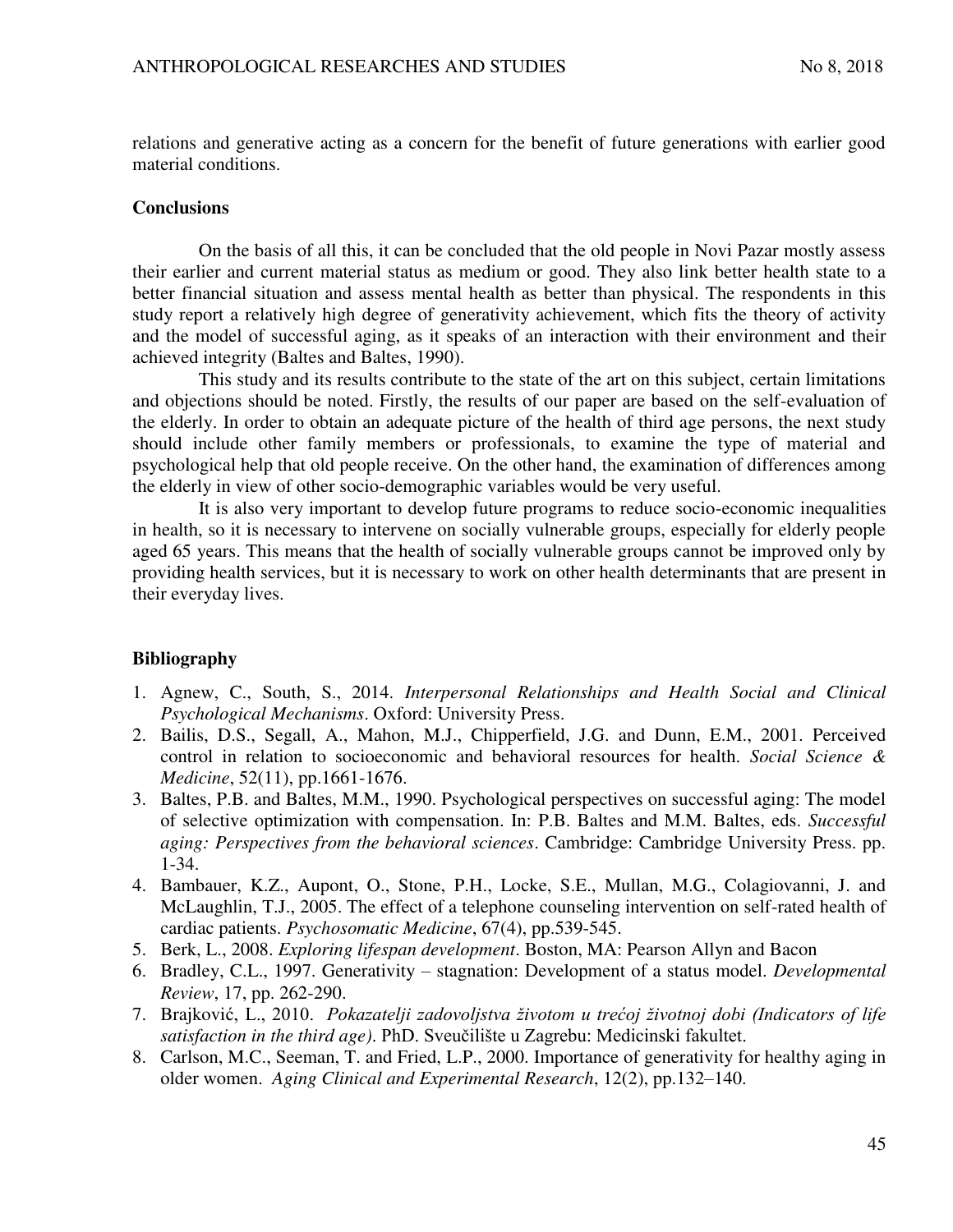relations and generative acting as a concern for the benefit of future generations with earlier good material conditions.

## Conclusions

On the basis of all this, it can be concluded that the old people in Novi Pazar mostly assess their earlier and current material status as medium or good. They also link better health state to a better financial situation and assess mental health as better than physical. The respondents in this study report a relatively high degree of generativity achievement, which fits the theory of activity and the model of successful aging, as it speaks of an interaction with their environment and their achieved integrity (Baltes and Baltes, 1990).

This study and its results contribute to the state of the art on this subject, certain limitations and objections should be noted. Firstly, the results of our paper are based on the self-evaluation of the elderly. In order to obtain an adequate picture of the health of third age persons, the next study should include other family members or professionals, to examine the type of material and psychological help that old people receive. On the other hand, the examination of differences among the elderly in view of other socio-demographic variables would be very useful.

It is also very important to develop future programs to reduce socio-economic inequalities in health, so it is necessary to intervene on socially vulnerable groups, especially for elderly people aged 65 years. This means that the health of socially vulnerable groups cannot be improved only by providing health services, but it is necessary to work on other health determinants that are present in their everyday lives.

## Bibliography

1. Agnew, C., South, S., 2014. *Interpersonal Relationships and Health Social and Clinical Psychological Mechanisms*. Oxford: University Press.
2. Bailis, D.S., Segall, A., Mahon, M.J., Chipperfield, J.G. and Dunn, E.M., 2001. Perceived control in relation to socioeconomic and behavioral resources for health. *Social Science & Medicine*, 52(11), pp.1661-1676.
3. Baltes, P.B. and Baltes, M.M., 1990. Psychological perspectives on successful aging: The model of selective optimization with compensation. In: P.B. Baltes and M.M. Baltes, eds. *Successful aging: Perspectives from the behavioral sciences*. Cambridge: Cambridge University Press. pp. 1-34.
4. Bambauer, K.Z., Aupont, O., Stone, P.H., Locke, S.E., Mullan, M.G., Colagiovanni, J. and McLaughlin, T.J., 2005. The effect of a telephone counseling intervention on self-rated health of cardiac patients. *Psychosomatic Medicine*, 67(4), pp.539-545.
5. Berk, L., 2008. *Exploring lifespan development*. Boston, MA: Pearson Allyn and Bacon
6. Bradley, C.L., 1997. Generativity – stagnation: Development of a status model. *Developmental Review*, 17, pp. 262-290.
7. Brajković, L., 2010. *Pokazatelji zadovoljstva životom u trećoj životnoj dobi (Indicators of life satisfaction in the third age)*. PhD. Sveučilište u Zagrebu: Medicinski fakultet.
8. Carlson, M.C., Seeman, T. and Fried, L.P., 2000. Importance of generativity for healthy aging in older women. *Aging Clinical and Experimental Research*, 12(2), pp.132–140.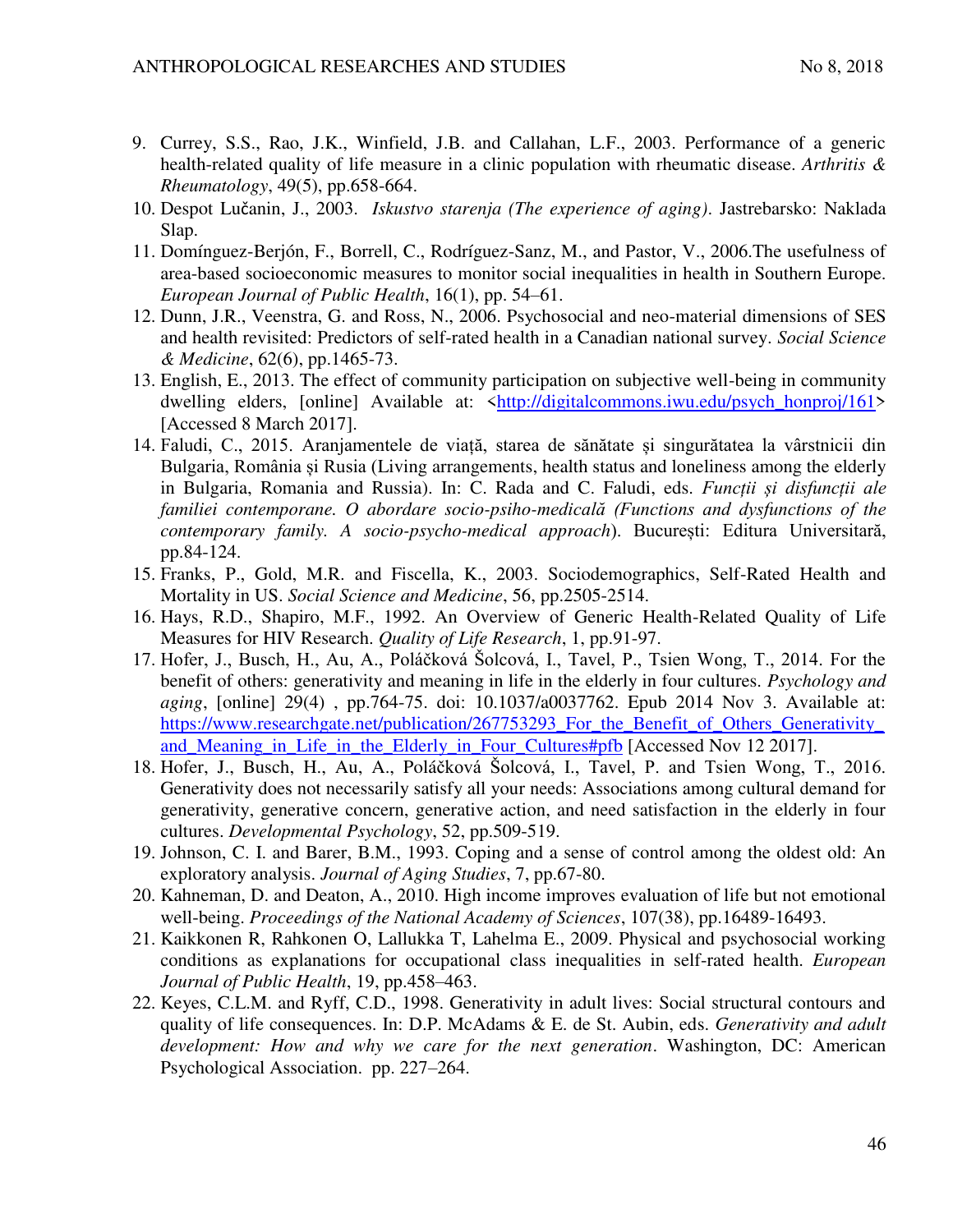9. Currey, S.S., Rao, J.K., Winfield, J.B. and Callahan, L.F., 2003. Performance of a generic health-related quality of life measure in a clinic population with rheumatic disease. *Arthritis & Rheumatology*, 49(5), pp.658-664.
10. Despot Lučanin, J., 2003. *Iskustvo starenja (The experience of aging)*. Jastrebarsko: Naklada Slap.
11. Domínguez-Berjón, F., Borrell, C., Rodríguez-Sanz, M., and Pastor, V., 2006.The usefulness of area-based socioeconomic measures to monitor social inequalities in health in Southern Europe. *European Journal of Public Health*, 16(1), pp. 54–61.
12. Dunn, J.R., Veenstra, G. and Ross, N., 2006. Psychosocial and neo-material dimensions of SES and health revisited: Predictors of self-rated health in a Canadian national survey. *Social Science & Medicine*, 62(6), pp.1465-73.
13. English, E., 2013. The effect of community participation on subjective well-being in community dwelling elders, [online] Available at: <http://digitalcommons.iwu.edu/psych_honproj/161> [Accessed 8 March 2017].
14. Faludi, C., 2015. Aranjamentele de viață, starea de sănătate și singurătatea la vârstnicii din Bulgaria, România și Rusia (Living arrangements, health status and loneliness among the elderly in Bulgaria, Romania and Russia). In: C. Rada and C. Faludi, eds. *Funcții și disfuncții ale familiei contemporane. O abordare socio-psiho-medicală (Functions and dysfunctions of the contemporary family. A socio-psycho-medical approach*). București: Editura Universitară, pp.84-124.
15. Franks, P., Gold, M.R. and Fiscella, K., 2003. Sociodemographics, Self-Rated Health and Mortality in US. *Social Science and Medicine*, 56, pp.2505-2514.
16. Hays, R.D., Shapiro, M.F., 1992. An Overview of Generic Health-Related Quality of Life Measures for HIV Research. *Quality of Life Research*, 1, pp.91-97.
17. Hofer, J., Busch, H., Au, A., Poláčková Šolcová, I., Tavel, P., Tsien Wong, T., 2014. For the benefit of others: generativity and meaning in life in the elderly in four cultures. *Psychology and aging*, [online] 29(4) , pp.764-75. doi: 10.1037/a0037762. Epub 2014 Nov 3. Available at: https://www.researchgate.net/publication/267753293_For_the_Benefit_of_Others_Generativity_and_Meaning_in_Life_in_the_Elderly_in_Four_Cultures#pfb [Accessed Nov 12 2017].
18. Hofer, J., Busch, H., Au, A., Poláčková Šolcová, I., Tavel, P. and Tsien Wong, T., 2016. Generativity does not necessarily satisfy all your needs: Associations among cultural demand for generativity, generative concern, generative action, and need satisfaction in the elderly in four cultures. *Developmental Psychology*, 52, pp.509-519.
19. Johnson, C. I. and Barer, B.M., 1993. Coping and a sense of control among the oldest old: An exploratory analysis. *Journal of Aging Studies*, 7, pp.67-80.
20. Kahneman, D. and Deaton, A., 2010. High income improves evaluation of life but not emotional well-being. *Proceedings of the National Academy of Sciences*, 107(38), pp.16489-16493.
21. Kaikkonen R, Rahkonen O, Lallukka T, Lahelma E., 2009. Physical and psychosocial working conditions as explanations for occupational class inequalities in self-rated health. *European Journal of Public Health*, 19, pp.458–463.
22. Keyes, C.L.M. and Ryff, C.D., 1998. Generativity in adult lives: Social structural contours and quality of life consequences. In: D.P. McAdams & E. de St. Aubin, eds. *Generativity and adult development: How and why we care for the next generation*. Washington, DC: American Psychological Association. pp. 227–264.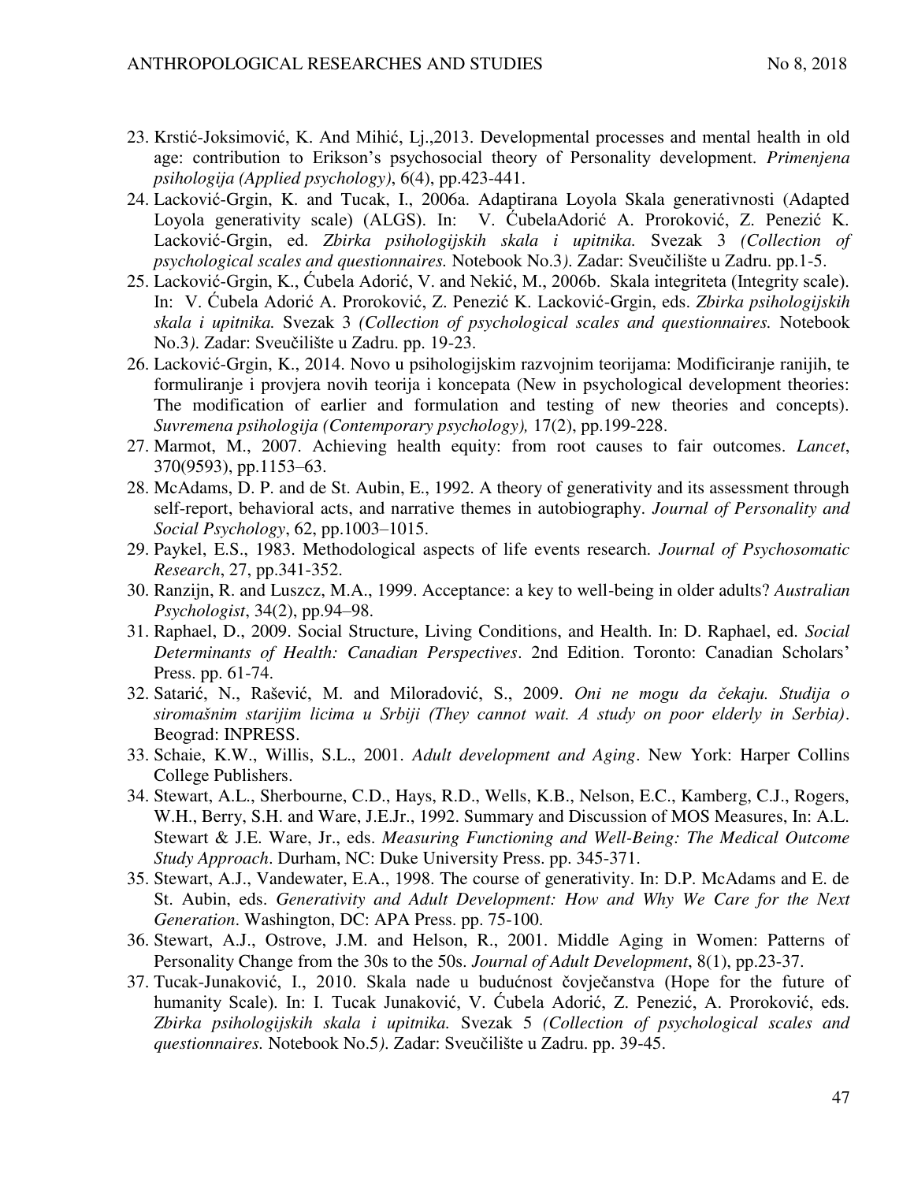23. Krstić-Joksimović, K. And Mihić, Lj.,2013. Developmental processes and mental health in old age: contribution to Erikson's psychosocial theory of Personality development. *Primenjena psihologija (Applied psychology)*, 6(4), pp.423-441.
24. Lacković-Grgin, K. and Tucak, I., 2006a. Adaptirana Loyola Skala generativnosti (Adapted Loyola generativity scale) (ALGS). In: V. ĆubelaAdorić A. Proroković, Z. Penezić K. Lacković-Grgin, ed. *Zbirka psihologijskih skala i upitnika.* Svezak 3 *(Collection of psychological scales and questionnaires.* Notebook No.3*)*. Zadar: Sveučilište u Zadru. pp.1-5.
25. Lacković-Grgin, K., Ćubela Adorić, V. and Nekić, M., 2006b. Skala integriteta (Integrity scale). In: V. Ćubela Adorić A. Proroković, Z. Penezić K. Lacković-Grgin, eds. *Zbirka psihologijskih skala i upitnika.* Svezak 3 *(Collection of psychological scales and questionnaires.* Notebook No.3*)*. Zadar: Sveučilište u Zadru. pp. 19-23.
26. Lacković-Grgin, K., 2014. Novo u psihologijskim razvojnim teorijama: Modificiranje ranijih, te formuliranje i provjera novih teorija i koncepata (New in psychological development theories: The modification of earlier and formulation and testing of new theories and concepts). *Suvremena psihologija (Contemporary psychology),* 17(2), pp.199-228.
27. Marmot, M., 2007. Achieving health equity: from root causes to fair outcomes. *Lancet*, 370(9593), pp.1153–63.
28. McAdams, D. P. and de St. Aubin, E., 1992. A theory of generativity and its assessment through self-report, behavioral acts, and narrative themes in autobiography. *Journal of Personality and Social Psychology*, 62, pp.1003–1015.
29. Paykel, E.S., 1983. Methodological aspects of life events research. *Journal of Psychosomatic Research*, 27, pp.341-352.
30. Ranzijn, R. and Luszcz, M.A., 1999. Acceptance: a key to well-being in older adults? *Australian Psychologist*, 34(2), pp.94–98.
31. Raphael, D., 2009. Social Structure, Living Conditions, and Health. In: D. Raphael, ed. *Social Determinants of Health: Canadian Perspectives*. 2nd Edition. Toronto: Canadian Scholars' Press. pp. 61-74.
32. Satarić, N., Rašević, M. and Miloradović, S., 2009. *Oni ne mogu da čekaju. Studija o siromašnim starijim licima u Srbiji (They cannot wait. A study on poor elderly in Serbia)*. Beograd: INPRESS.
33. Schaie, K.W., Willis, S.L., 2001. *Adult development and Aging*. New York: Harper Collins College Publishers.
34. Stewart, A.L., Sherbourne, C.D., Hays, R.D., Wells, K.B., Nelson, E.C., Kamberg, C.J., Rogers, W.H., Berry, S.H. and Ware, J.E.Jr., 1992. Summary and Discussion of MOS Measures, In: A.L. Stewart & J.E. Ware, Jr., eds. *Measuring Functioning and Well-Being: The Medical Outcome Study Approach*. Durham, NC: Duke University Press. pp. 345-371.
35. Stewart, A.J., Vandewater, E.A., 1998. The course of generativity. In: D.P. McAdams and E. de St. Aubin, eds. *Generativity and Adult Development: How and Why We Care for the Next Generation*. Washington, DC: APA Press. pp. 75-100.
36. Stewart, A.J., Ostrove, J.M. and Helson, R., 2001. Middle Aging in Women: Patterns of Personality Change from the 30s to the 50s. *Journal of Adult Development*, 8(1), pp.23-37.
37. Tucak-Junaković, I., 2010. Skala nade u budućnost čovječanstva (Hope for the future of humanity Scale). In: I. Tucak Junaković, V. Ćubela Adorić, Z. Penezić, A. Proroković, eds. *Zbirka psihologijskih skala i upitnika.* Svezak 5 *(Collection of psychological scales and questionnaires.* Notebook No.5*)*. Zadar: Sveučilište u Zadru. pp. 39-45.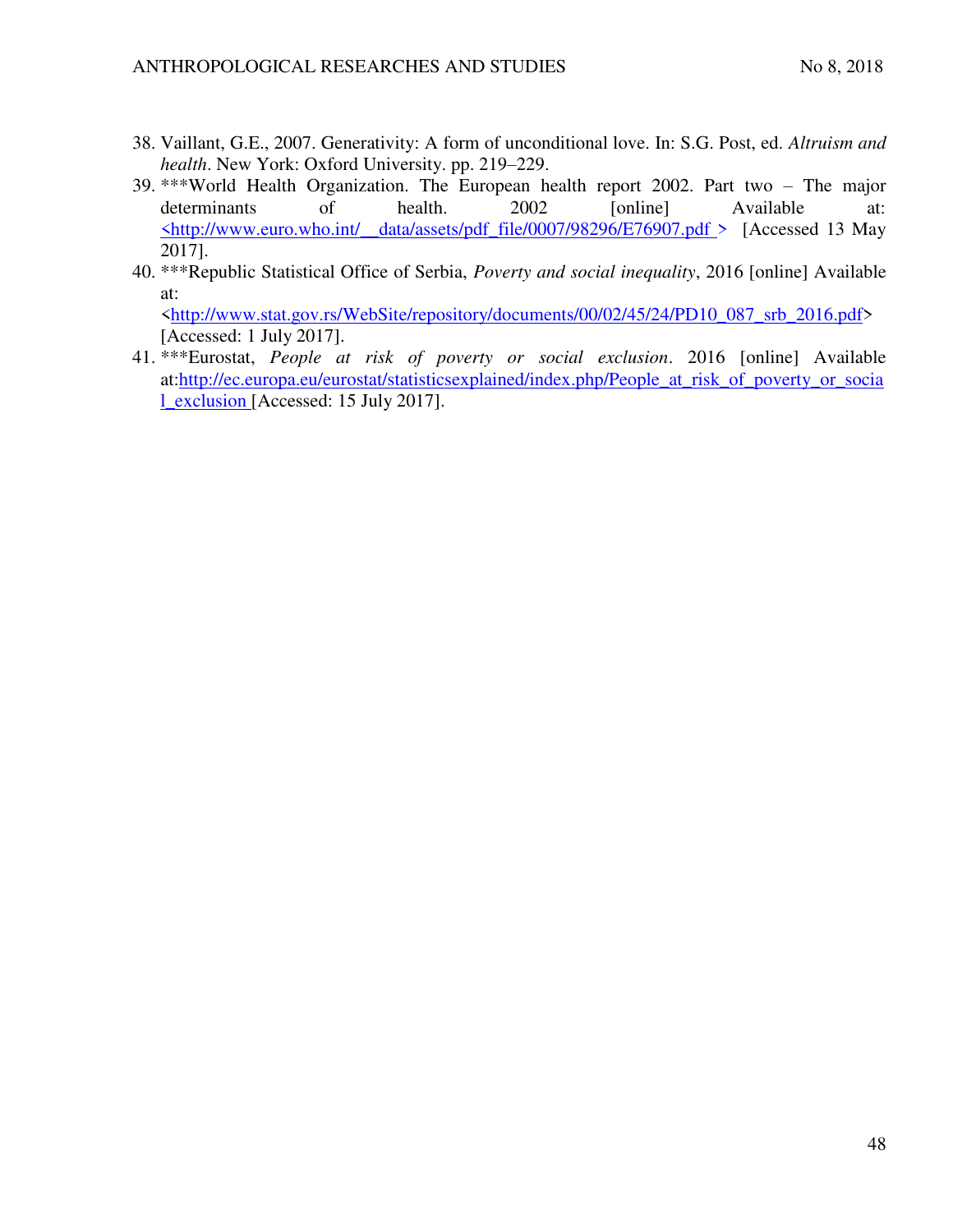38. Vaillant, G.E., 2007. Generativity: A form of unconditional love. In: S.G. Post, ed. *Altruism and health*. New York: Oxford University. pp. 219–229.
39. ***World Health Organization. The European health report 2002. Part two – The major determinants of health. 2002 [online] Available at: <http://www.euro.who.int/__data/assets/pdf_file/0007/98296/E76907.pdf > [Accessed 13 May 2017].
40. ***Republic Statistical Office of Serbia, *Poverty and social inequality*, 2016 [online] Available at: <http://www.stat.gov.rs/WebSite/repository/documents/00/02/45/24/PD10_087_srb_2016.pdf> [Accessed: 1 July 2017].
41. ***Eurostat, *People at risk of poverty or social exclusion*. 2016 [online] Available at:http://ec.europa.eu/eurostat/statisticsexplained/index.php/People_at_risk_of_poverty_or_social_exclusion [Accessed: 15 July 2017].